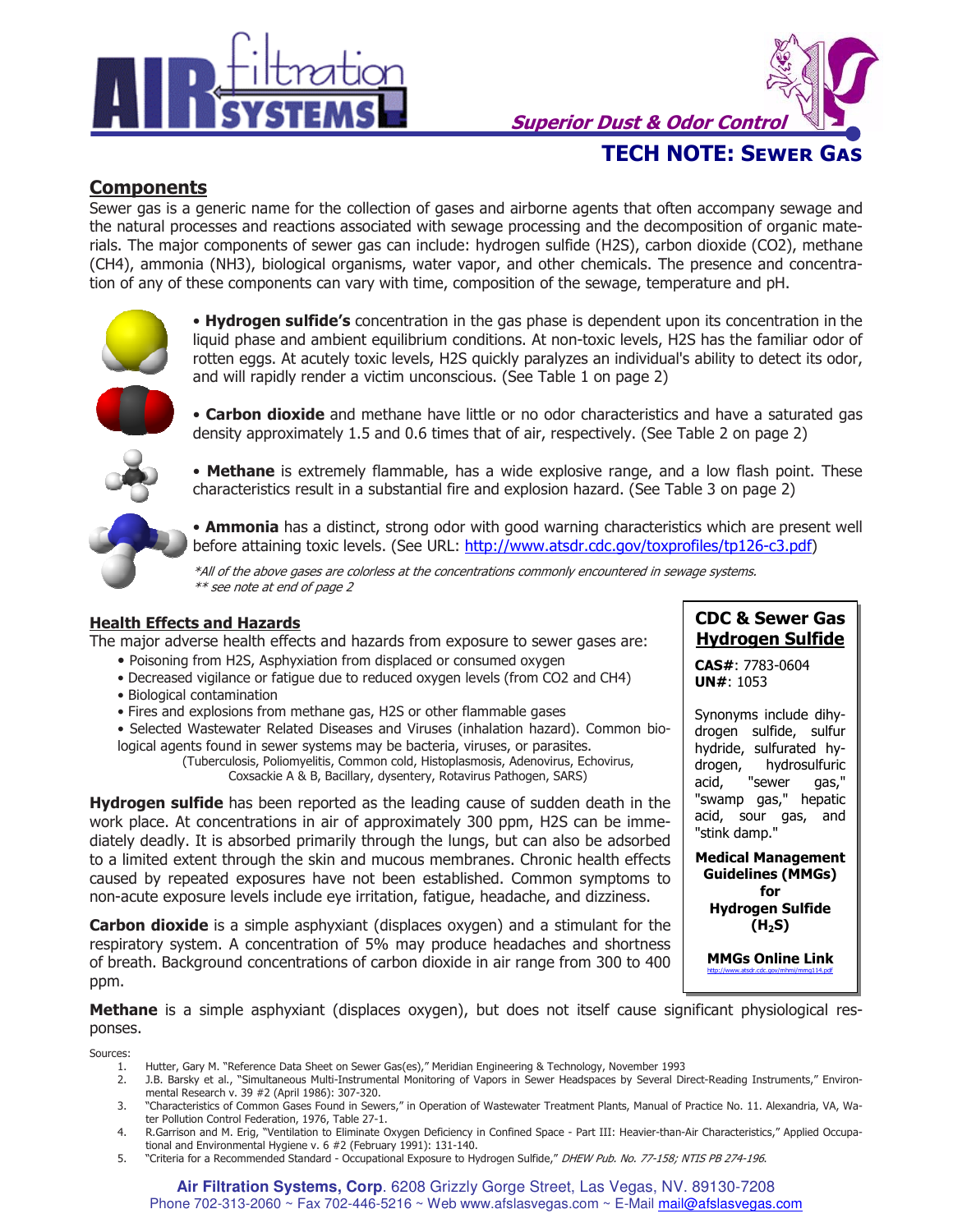# AIR filtration SYSTEMS

*Superior Dust & Odor Control*

## TECH NOTE: SEWER GAS

## Components

Sewer gas is a generic name for the collection of gases and airborne agents that often accompany sewage and the natural processes and reactions associated with sewage processing and the decomposition of organic materials. The major components of sewer gas can include: hydrogen sulfide (H2S), carbon dioxide (CO2), methane (CH4), ammonia (NH3), biological organisms, water vapor, and other chemicals. The presence and concentration of any of these components can vary with time, composition of the sewage, temperature and pH.

• **Hydrogen sulfide's** concentration in the gas phase is dependent upon its concentration in the liquid phase and ambient equilibrium conditions. At non-toxic levels, H2S has the familiar odor of rotten eggs. At acutely toxic levels, H2S quickly paralyzes an individual's ability to detect its odor, and will rapidly render a victim unconscious. (See Table 1 on page 2)

• **Carbon dioxide** and methane have little or no odor characteristics and have a saturated gas density approximately 1.5 and 0.6 times that of air, respectively. (See Table 2 on page 2)

• **Methane** is extremely flammable, has a wide explosive range, and a low flash point. These characteristics result in a substantial fire and explosion hazard. (See Table 3 on page 2)

• **Ammonia** has a distinct, strong odor with good warning characteristics which are present well before attaining toxic levels. (See URL: http://www.atsdr.cdc.gov/toxprofiles/tp126-c3.pdf)

*\*All of the above gases are colorless at the concentrations commonly encountered in sewage systems.*
*\*\* see note at end of page 2*

### Health Effects and Hazards

The major adverse health effects and hazards from exposure to sewer gases are:

- Poisoning from H2S, Asphyxiation from displaced or consumed oxygen
- Decreased vigilance or fatigue due to reduced oxygen levels (from CO2 and CH4)
- Biological contamination
- Fires and explosions from methane gas, H2S or other flammable gases
- Selected Wastewater Related Diseases and Viruses (inhalation hazard). Common biological agents found in sewer systems may be bacteria, viruses, or parasites.
  (Tuberculosis, Poliomyelitis, Common cold, Histoplasmosis, Adenovirus, Echovirus, Coxsackie A & B, Bacillary, dysentery, Rotavirus Pathogen, SARS)

**Hydrogen sulfide** has been reported as the leading cause of sudden death in the work place. At concentrations in air of approximately 300 ppm, H2S can be immediately deadly. It is absorbed primarily through the lungs, but can also be adsorbed to a limited extent through the skin and mucous membranes. Chronic health effects caused by repeated exposures have not been established. Common symptoms to non-acute exposure levels include eye irritation, fatigue, headache, and dizziness.

**Carbon dioxide** is a simple asphyxiant (displaces oxygen) and a stimulant for the respiratory system. A concentration of 5% may produce headaches and shortness of breath. Background concentrations of carbon dioxide in air range from 300 to 400 ppm.

**Methane** is a simple asphyxiant (displaces oxygen), but does not itself cause significant physiological responses.

> **CDC & Sewer Gas**
> **Hydrogen Sulfide**
>
> **CAS#**: 7783-0604
> **UN#**: 1053
>
> Synonyms include dihydrogen sulfide, sulfur hydride, sulfurated hydrogen, hydrosulfuric acid, "sewer gas," "swamp gas," hepatic acid, sour gas, and "stink damp."
>
> **Medical Management Guidelines (MMGs) for Hydrogen Sulfide ($H_2S$)**
>
> **MMGs Online Link**
> http://www.atsdr.cdc.gov/mhmi/mmg114.pdf

Sources:

1. Hutter, Gary M. "Reference Data Sheet on Sewer Gas(es)," Meridian Engineering & Technology, November 1993
2. J.B. Barsky et al., "Simultaneous Multi-Instrumental Monitoring of Vapors in Sewer Headspaces by Several Direct-Reading Instruments," Environmental Research v. 39 #2 (April 1986): 307-320.
3. "Characteristics of Common Gases Found in Sewers," in Operation of Wastewater Treatment Plants, Manual of Practice No. 11. Alexandria, VA, Water Pollution Control Federation, 1976, Table 27-1.
4. R.Garrison and M. Erig, "Ventilation to Eliminate Oxygen Deficiency in Confined Space - Part III: Heavier-than-Air Characteristics," Applied Occupational and Environmental Hygiene v. 6 #2 (February 1991): 131-140.
5. "Criteria for a Recommended Standard - Occupational Exposure to Hydrogen Sulfide," *DHEW Pub. No. 77-158; NTIS PB 274-196.*

**Air Filtration Systems, Corp**. 6208 Grizzly Gorge Street, Las Vegas, NV. 89130-7208
Phone 702-313-2060 ~ Fax 702-446-5216 ~ Web www.afslasvegas.com ~ E-Mail mail@afslasvegas.com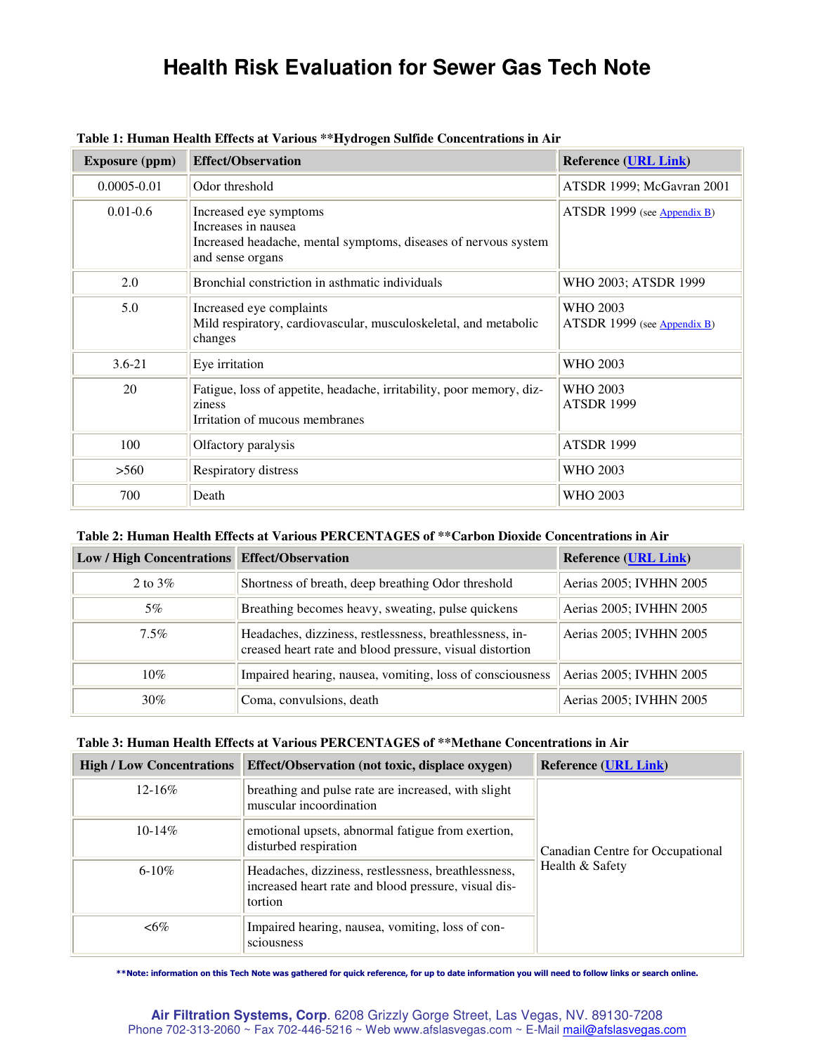# Health Risk Evaluation for Sewer Gas Tech Note

**Table 1: Human Health Effects at Various **Hydrogen Sulfide Concentrations in Air**

| Exposure (ppm) | Effect/Observation | Reference (URL Link) |
|---|---|---|
| 0.0005-0.01 | Odor threshold | ATSDR 1999; McGavran 2001 |
| 0.01-0.6 | Increased eye symptoms<br>Increases in nausea<br>Increased headache, mental symptoms, diseases of nervous system and sense organs | ATSDR 1999 (see Appendix B) |
| 2.0 | Bronchial constriction in asthmatic individuals | WHO 2003; ATSDR 1999 |
| 5.0 | Increased eye complaints<br>Mild respiratory, cardiovascular, musculoskeletal, and metabolic changes | WHO 2003<br>ATSDR 1999 (see Appendix B) |
| 3.6-21 | Eye irritation | WHO 2003 |
| 20 | Fatigue, loss of appetite, headache, irritability, poor memory, dizziness<br>Irritation of mucous membranes | WHO 2003<br>ATSDR 1999 |
| 100 | Olfactory paralysis | ATSDR 1999 |
| >560 | Respiratory distress | WHO 2003 |
| 700 | Death | WHO 2003 |

**Table 2: Human Health Effects at Various PERCENTAGES of **Carbon Dioxide Concentrations in Air**

| Low / High Concentrations | Effect/Observation | Reference (URL Link) |
|---|---|---|
| 2 to 3% | Shortness of breath, deep breathing Odor threshold | Aerias 2005; IVHHN 2005 |
| 5% | Breathing becomes heavy, sweating, pulse quickens | Aerias 2005; IVHHN 2005 |
| 7.5% | Headaches, dizziness, restlessness, breathlessness, increased heart rate and blood pressure, visual distortion | Aerias 2005; IVHHN 2005 |
| 10% | Impaired hearing, nausea, vomiting, loss of consciousness | Aerias 2005; IVHHN 2005 |
| 30% | Coma, convulsions, death | Aerias 2005; IVHHN 2005 |

**Table 3: Human Health Effects at Various PERCENTAGES of **Methane Concentrations in Air**

| High / Low Concentrations | Effect/Observation (not toxic, displace oxygen) | Reference (URL Link) |
|---|---|---|
| 12-16% | breathing and pulse rate are increased, with slight muscular incoordination | Canadian Centre for Occupational Health & Safety |
| 10-14% | emotional upsets, abnormal fatigue from exertion, disturbed respiration | |
| 6-10% | Headaches, dizziness, restlessness, breathlessness, increased heart rate and blood pressure, visual distortion | |
| <6% | Impaired hearing, nausea, vomiting, loss of consciousness | |

**Note: information on this Tech Note was gathered for quick reference, for up to date information you will need to follow links or search online.

**Air Filtration Systems, Corp**. 6208 Grizzly Gorge Street, Las Vegas, NV. 89130-7208
Phone 702-313-2060 ~ Fax 702-446-5216 ~ Web www.afslasvegas.com ~ E-Mail mail@afslasvegas.com